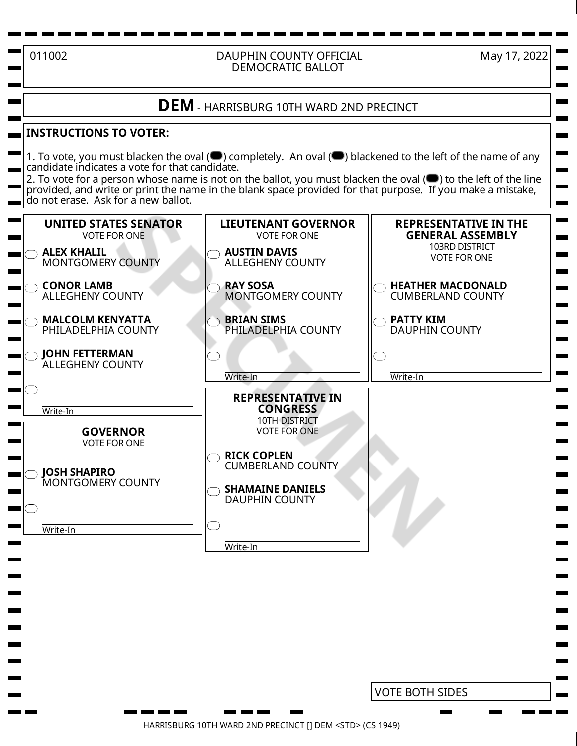011002

DAUPHIN COUNTY OFFICIAL
DEMOCRATIC BALLOT

May 17, 2022

# DEM - HARRISBURG 10TH WARD 2ND PRECINCT

**INSTRUCTIONS TO VOTER:**

1. To vote, you must blacken the oval (⬬) completely. An oval (⬬) blackened to the left of the name of any candidate indicates a vote for that candidate.
2. To vote for a person whose name is not on the ballot, you must blacken the oval (⬬) to the left of the line provided, and write or print the name in the blank space provided for that purpose. If you make a mistake, do not erase. Ask for a new ballot.

## UNITED STATES SENATOR
VOTE FOR ONE

- ⬭ **ALEX KHALIL**
  MONTGOMERY COUNTY
- ⬭ **CONOR LAMB**
  ALLEGHENY COUNTY
- ⬭ **MALCOLM KENYATTA**
  PHILADELPHIA COUNTY
- ⬭ **JOHN FETTERMAN**
  ALLEGHENY COUNTY
- ⬭ ________________
  Write-In

## GOVERNOR
VOTE FOR ONE

- ⬭ **JOSH SHAPIRO**
  MONTGOMERY COUNTY
- ⬭ ________________
  Write-In

## LIEUTENANT GOVERNOR
VOTE FOR ONE

- ⬭ **AUSTIN DAVIS**
  ALLEGHENY COUNTY
- ⬭ **RAY SOSA**
  MONTGOMERY COUNTY
- ⬭ **BRIAN SIMS**
  PHILADELPHIA COUNTY
- ⬭ ________________
  Write-In

## REPRESENTATIVE IN CONGRESS
10TH DISTRICT
VOTE FOR ONE

- ⬭ **RICK COPLEN**
  CUMBERLAND COUNTY
- ⬭ **SHAMAINE DANIELS**
  DAUPHIN COUNTY
- ⬭ ________________
  Write-In

## REPRESENTATIVE IN THE GENERAL ASSEMBLY
103RD DISTRICT
VOTE FOR ONE

- ⬭ **HEATHER MACDONALD**
  CUMBERLAND COUNTY
- ⬭ **PATTY KIM**
  DAUPHIN COUNTY
- ⬭ ________________
  Write-In

VOTE BOTH SIDES

HARRISBURG 10TH WARD 2ND PRECINCT [] DEM <STD> (CS 1949)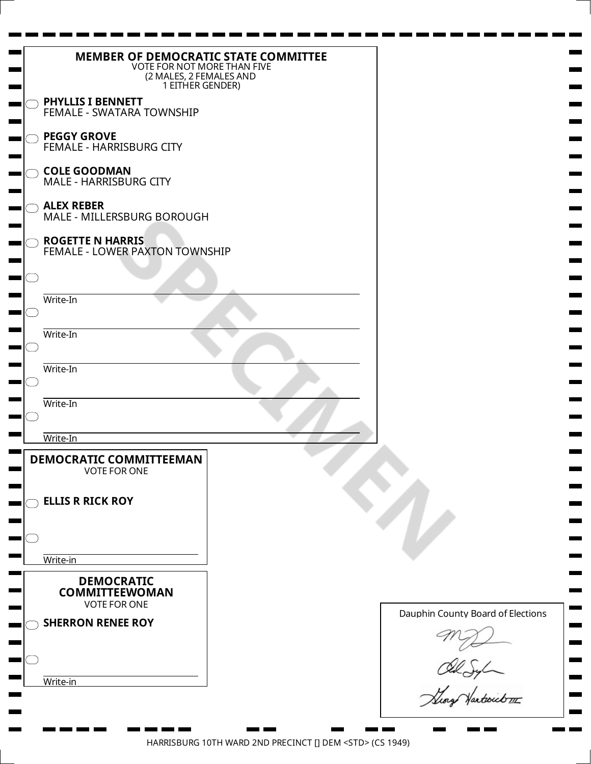## MEMBER OF DEMOCRATIC STATE COMMITTEE

VOTE FOR NOT MORE THAN FIVE
(2 MALES, 2 FEMALES AND
1 EITHER GENDER)

- **PHYLLIS I BENNETT**
  FEMALE - SWATARA TOWNSHIP
- **PEGGY GROVE**
  FEMALE - HARRISBURG CITY
- **COLE GOODMAN**
  MALE - HARRISBURG CITY
- **ALEX REBER**
  MALE - MILLERSBURG BOROUGH
- **ROGETTE N HARRIS**
  FEMALE - LOWER PAXTON TOWNSHIP
- Write-In
- Write-In
- Write-In
- Write-In
- Write-In

## DEMOCRATIC COMMITTEEMAN

VOTE FOR ONE

- **ELLIS R RICK ROY**
- Write-in

## DEMOCRATIC COMMITTEEWOMAN

VOTE FOR ONE

- **SHERRON RENEE ROY**
- Write-in

SPECIMEN

Dauphin County Board of Elections

HARRISBURG 10TH WARD 2ND PRECINCT [] DEM <STD> (CS 1949)